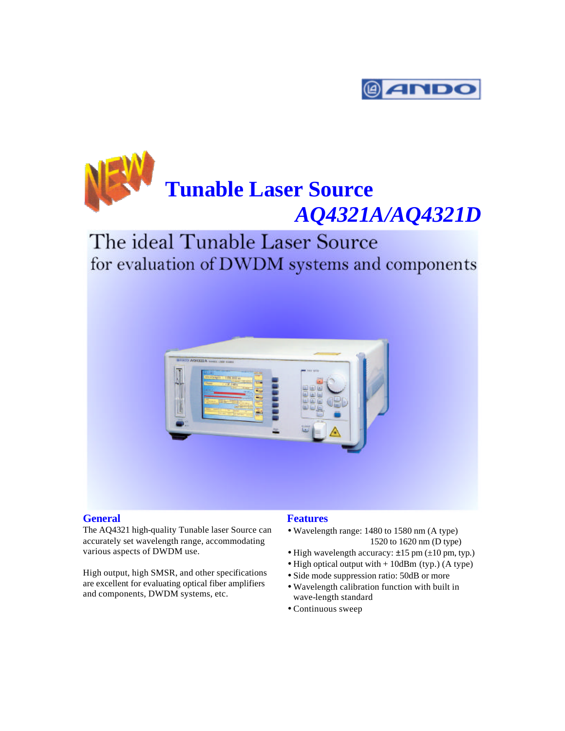ANDO

NEW

# Tunable Laser Source

## *AQ4321A/AQ4321D*

The ideal Tunable Laser Source
for evaluation of DWDM systems and components

### General

The AQ4321 high-quality Tunable laser Source can accurately set wavelength range, accommodating various aspects of DWDM use.

High output, high SMSR, and other specifications are excellent for evaluating optical fiber amplifiers and components, DWDM systems, etc.

### Features

- Wavelength range: 1480 to 1580 nm (A type)
  1520 to 1620 nm (D type)
- High wavelength accuracy: ±15 pm (±10 pm, typ.)
- High optical output with + 10dBm (typ.) (A type)
- Side mode suppression ratio: 50dB or more
- Wavelength calibration function with built in wave-length standard
- Continuous sweep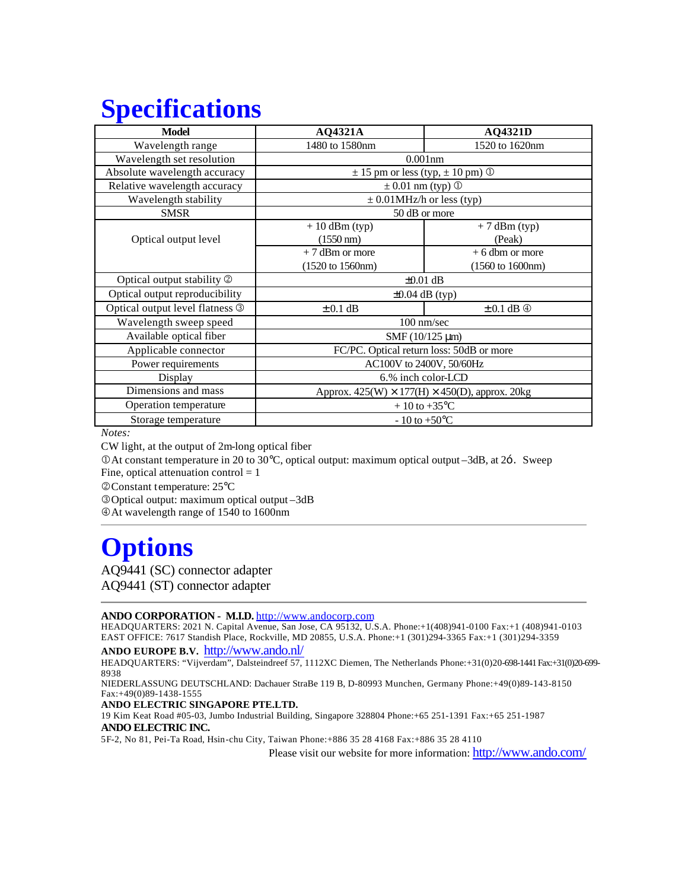# Specifications

| Model | AQ4321A | AQ4321D |
|---|---|---|
| Wavelength range | 1480 to 1580nm | 1520 to 1620nm |
| Wavelength set resolution | 0.001nm | |
| Absolute wavelength accuracy | ± 15 pm or less (typ, ± 10 pm) ① | |
| Relative wavelength accuracy | ± 0.01 nm (typ) ① | |
| Wavelength stability | ± 0.01MHz/h or less (typ) | |
| SMSR | 50 dB or more | |
| Optical output level | + 10 dBm (typ) (1550 nm) | + 7 dBm (typ) (Peak) |
| | + 7 dBm or more (1520 to 1560nm) | + 6 dbm or more (1560 to 1600nm) |
| Optical output stability ② | ±0.01 dB | |
| Optical output reproducibility | ±0.04 dB (typ) | |
| Optical output level flatness ③ | ± 0.1 dB | ± 0.1 dB ④ |
| Wavelength sweep speed | 100 nm/sec | |
| Available optical fiber | SMF (10/125 µm) | |
| Applicable connector | FC/PC. Optical return loss: 50dB or more | |
| Power requirements | AC100V to 2400V, 50/60Hz | |
| Display | 6.% inch color-LCD | |
| Dimensions and mass | Approx. 425(W) × 177(H) × 450(D), approx. 20kg | |
| Operation temperature | + 10 to +35℃ | |
| Storage temperature | - 10 to +50℃ | |

*Notes:*

CW light, at the output of 2m-long optical fiber

①At constant temperature in 20 to 30℃, optical output: maximum optical output –3dB, at 2ό. Sweep Fine, optical attenuation control = 1

②Constant temperature: 25℃

③Optical output: maximum optical output –3dB

④At wavelength range of 1540 to 1600nm

# Options

AQ9441 (SC) connector adapter
AQ9441 (ST) connector adapter

**ANDO CORPORATION - M.I.D.** http://www.andocorp.com
HEADQUARTERS: 2021 N. Capital Avenue, San Jose, CA 95132, U.S.A. Phone:+1(408)941-0100 Fax:+1 (408)941-0103
EAST OFFICE: 7617 Standish Place, Rockville, MD 20855, U.S.A. Phone:+1 (301)294-3365 Fax:+1 (301)294-3359

**ANDO EUROPE B.V.** http://www.ando.nl/
HEADQUARTERS: "Vijverdam", Dalsteindreef 57, 1112XC Diemen, The Netherlands Phone:+31(0)20-698-1441 Fax:+31(0)20-699-8938
NIEDERLASSUNG DEUTSCHLAND: Dachauer StraBe 119 B, D-80993 Munchen, Germany Phone:+49(0)89-143-8150 Fax:+49(0)89-1438-1555

**ANDO ELECTRIC SINGAPORE PTE.LTD.**
19 Kim Keat Road #05-03, Jumbo Industrial Building, Singapore 328804 Phone:+65 251-1391 Fax:+65 251-1987

**ANDO ELECTRIC INC.**
5F-2, No 81, Pei-Ta Road, Hsin-chu City, Taiwan Phone:+886 35 28 4168 Fax:+886 35 28 4110

Please visit our website for more information: http://www.ando.com/